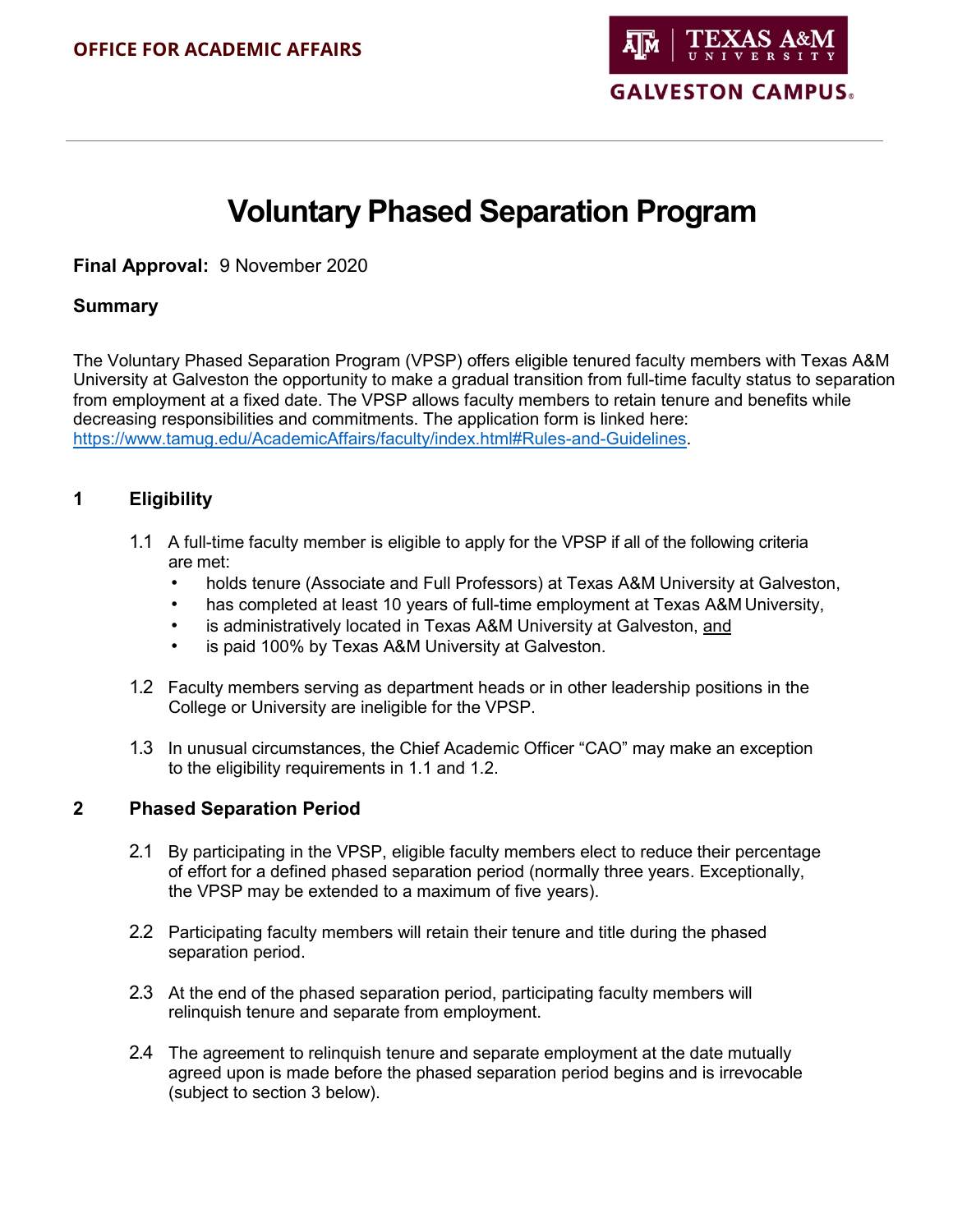OFFICE FOR ACADEMIC AFFAIRS

TEXAS A&M UNIVERSITY
GALVESTON CAMPUS

# Voluntary Phased Separation Program

**Final Approval:** 9 November 2020

### Summary

The Voluntary Phased Separation Program (VPSP) offers eligible tenured faculty members with Texas A&M University at Galveston the opportunity to make a gradual transition from full-time faculty status to separation from employment at a fixed date. The VPSP allows faculty members to retain tenure and benefits while decreasing responsibilities and commitments. The application form is linked here: https://www.tamug.edu/AcademicAffairs/faculty/index.html#Rules-and-Guidelines.

## 1 Eligibility

1.1 A full-time faculty member is eligible to apply for the VPSP if all of the following criteria are met:

- holds tenure (Associate and Full Professors) at Texas A&M University at Galveston,
- has completed at least 10 years of full-time employment at Texas A&M University,
- is administratively located in Texas A&M University at Galveston, and
- is paid 100% by Texas A&M University at Galveston.

1.2 Faculty members serving as department heads or in other leadership positions in the College or University are ineligible for the VPSP.

1.3 In unusual circumstances, the Chief Academic Officer “CAO” may make an exception to the eligibility requirements in 1.1 and 1.2.

## 2 Phased Separation Period

2.1 By participating in the VPSP, eligible faculty members elect to reduce their percentage of effort for a defined phased separation period (normally three years. Exceptionally, the VPSP may be extended to a maximum of five years).

2.2 Participating faculty members will retain their tenure and title during the phased separation period.

2.3 At the end of the phased separation period, participating faculty members will relinquish tenure and separate from employment.

2.4 The agreement to relinquish tenure and separate employment at the date mutually agreed upon is made before the phased separation period begins and is irrevocable (subject to section 3 below).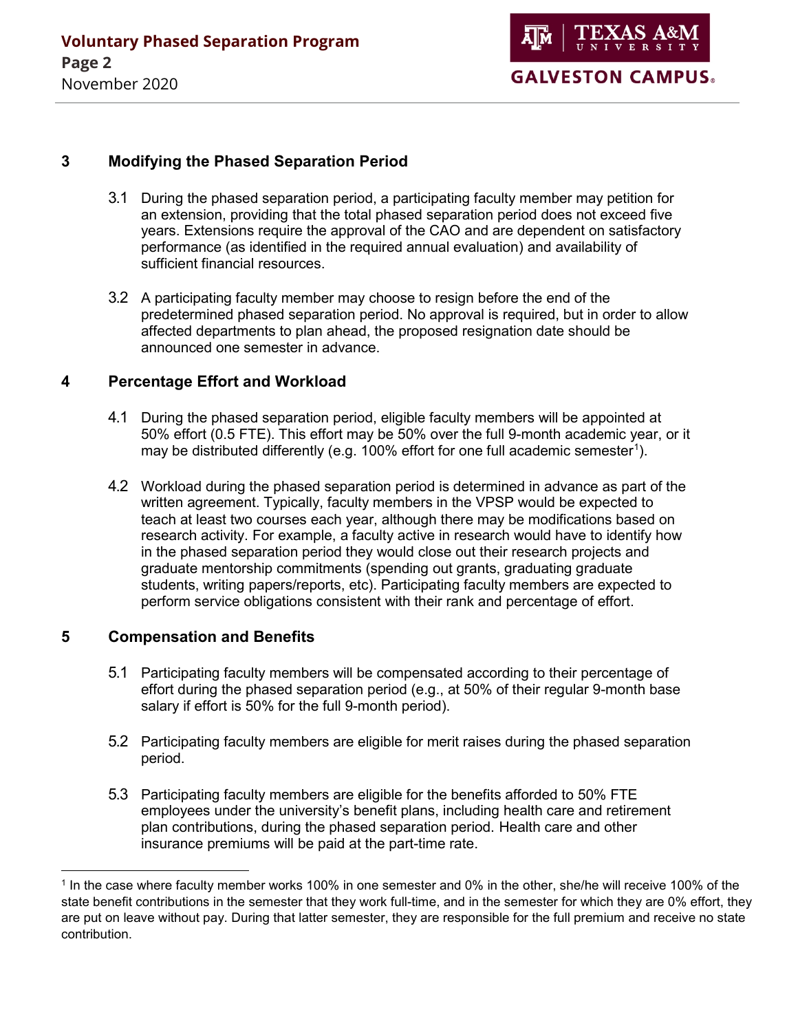## 3 Modifying the Phased Separation Period

3.1 During the phased separation period, a participating faculty member may petition for an extension, providing that the total phased separation period does not exceed five years. Extensions require the approval of the CAO and are dependent on satisfactory performance (as identified in the required annual evaluation) and availability of sufficient financial resources.

3.2 A participating faculty member may choose to resign before the end of the predetermined phased separation period. No approval is required, but in order to allow affected departments to plan ahead, the proposed resignation date should be announced one semester in advance.

## 4 Percentage Effort and Workload

4.1 During the phased separation period, eligible faculty members will be appointed at 50% effort (0.5 FTE). This effort may be 50% over the full 9-month academic year, or it may be distributed differently (e.g. 100% effort for one full academic semester[1]).

4.2 Workload during the phased separation period is determined in advance as part of the written agreement. Typically, faculty members in the VPSP would be expected to teach at least two courses each year, although there may be modifications based on research activity. For example, a faculty active in research would have to identify how in the phased separation period they would close out their research projects and graduate mentorship commitments (spending out grants, graduating graduate students, writing papers/reports, etc). Participating faculty members are expected to perform service obligations consistent with their rank and percentage of effort.

## 5 Compensation and Benefits

5.1 Participating faculty members will be compensated according to their percentage of effort during the phased separation period (e.g., at 50% of their regular 9-month base salary if effort is 50% for the full 9-month period).

5.2 Participating faculty members are eligible for merit raises during the phased separation period.

5.3 Participating faculty members are eligible for the benefits afforded to 50% FTE employees under the university's benefit plans, including health care and retirement plan contributions, during the phased separation period. Health care and other insurance premiums will be paid at the part-time rate.

---

[1] In the case where faculty member works 100% in one semester and 0% in the other, she/he will receive 100% of the state benefit contributions in the semester that they work full-time, and in the semester for which they are 0% effort, they are put on leave without pay. During that latter semester, they are responsible for the full premium and receive no state contribution.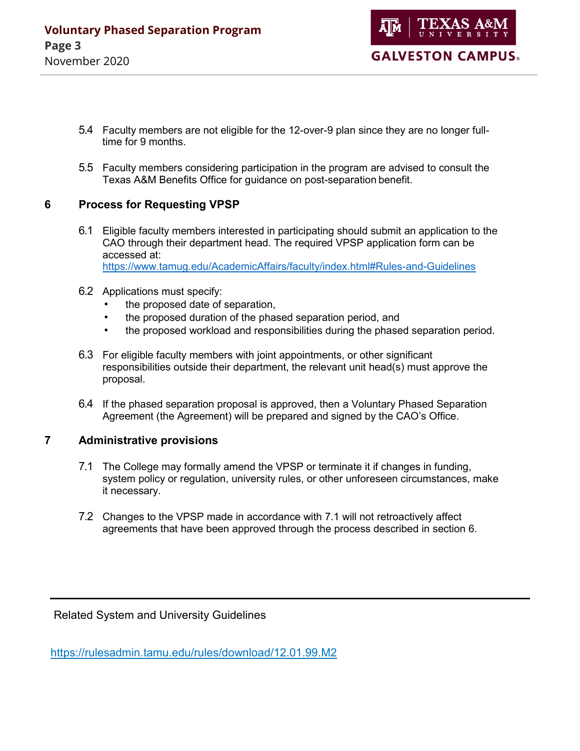5.4 Faculty members are not eligible for the 12-over-9 plan since they are no longer full-time for 9 months.

5.5 Faculty members considering participation in the program are advised to consult the Texas A&M Benefits Office for guidance on post-separation benefit.

## 6 Process for Requesting VPSP

6.1 Eligible faculty members interested in participating should submit an application to the CAO through their department head. The required VPSP application form can be accessed at: https://www.tamug.edu/AcademicAffairs/faculty/index.html#Rules-and-Guidelines

6.2 Applications must specify:
- the proposed date of separation,
- the proposed duration of the phased separation period, and
- the proposed workload and responsibilities during the phased separation period.

6.3 For eligible faculty members with joint appointments, or other significant responsibilities outside their department, the relevant unit head(s) must approve the proposal.

6.4 If the phased separation proposal is approved, then a Voluntary Phased Separation Agreement (the Agreement) will be prepared and signed by the CAO's Office.

## 7 Administrative provisions

7.1 The College may formally amend the VPSP or terminate it if changes in funding, system policy or regulation, university rules, or other unforeseen circumstances, make it necessary.

7.2 Changes to the VPSP made in accordance with 7.1 will not retroactively affect agreements that have been approved through the process described in section 6.

---

Related System and University Guidelines

https://rulesadmin.tamu.edu/rules/download/12.01.99.M2